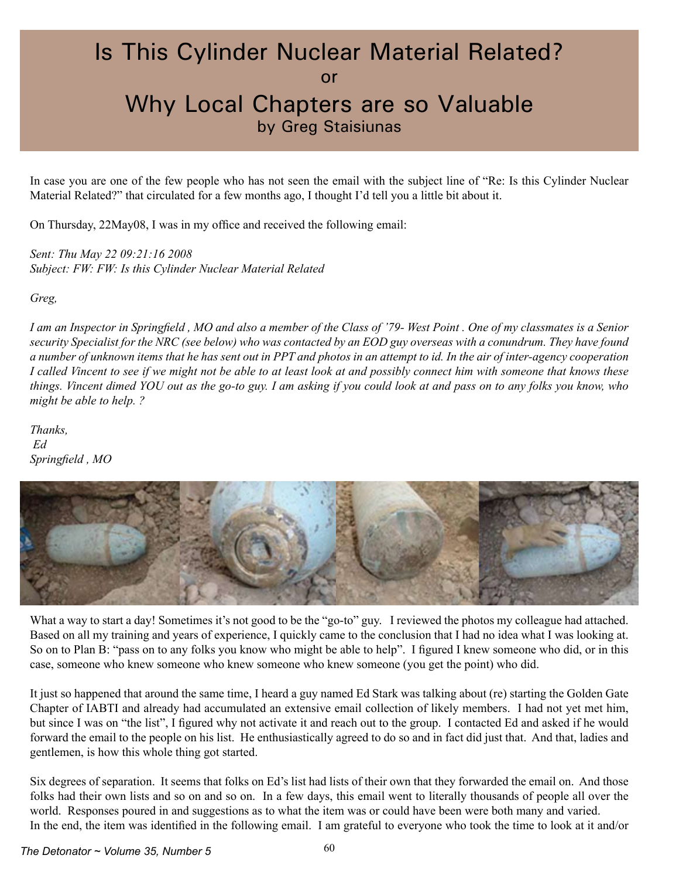# Is This Cylinder Nuclear Material Related?

or

# Why Local Chapters are so Valuable

by Greg Staisiunas

In case you are one of the few people who has not seen the email with the subject line of "Re: Is this Cylinder Nuclear Material Related?" that circulated for a few months ago, I thought I'd tell you a little bit about it.

On Thursday, 22May08, I was in my office and received the following email:

*Sent: Thu May 22 09:21:16 2008*
*Subject: FW: FW: Is this Cylinder Nuclear Material Related*

*Greg,*

*I am an Inspector in Springfield , MO and also a member of the Class of '79- West Point . One of my classmates is a Senior security Specialist for the NRC (see below) who was contacted by an EOD guy overseas with a conundrum. They have found a number of unknown items that he has sent out in PPT and photos in an attempt to id. In the air of inter-agency cooperation I called Vincent to see if we might not be able to at least look at and possibly connect him with someone that knows these things. Vincent dimed YOU out as the go-to guy. I am asking if you could look at and pass on to any folks you know, who might be able to help. ?*

*Thanks,*
*Ed*
*Springfield , MO*

What a way to start a day! Sometimes it's not good to be the "go-to" guy. I reviewed the photos my colleague had attached. Based on all my training and years of experience, I quickly came to the conclusion that I had no idea what I was looking at. So on to Plan B: "pass on to any folks you know who might be able to help". I figured I knew someone who did, or in this case, someone who knew someone who knew someone who knew someone (you get the point) who did.

It just so happened that around the same time, I heard a guy named Ed Stark was talking about (re) starting the Golden Gate Chapter of IABTI and already had accumulated an extensive email collection of likely members. I had not yet met him, but since I was on "the list", I figured why not activate it and reach out to the group. I contacted Ed and asked if he would forward the email to the people on his list. He enthusiastically agreed to do so and in fact did just that. And that, ladies and gentlemen, is how this whole thing got started.

Six degrees of separation. It seems that folks on Ed's list had lists of their own that they forwarded the email on. And those folks had their own lists and so on and so on. In a few days, this email went to literally thousands of people all over the world. Responses poured in and suggestions as to what the item was or could have been were both many and varied.
In the end, the item was identified in the following email. I am grateful to everyone who took the time to look at it and/or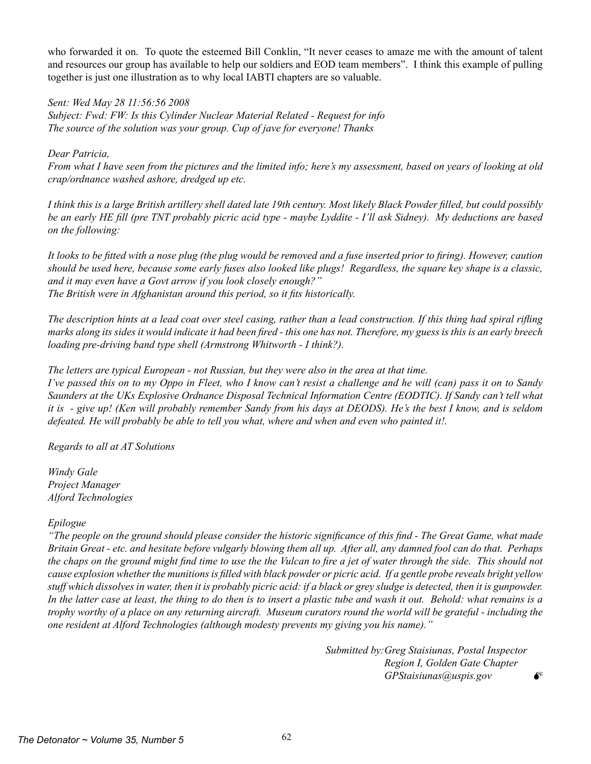who forwarded it on. To quote the esteemed Bill Conklin, "It never ceases to amaze me with the amount of talent and resources our group has available to help our soldiers and EOD team members". I think this example of pulling together is just one illustration as to why local IABTI chapters are so valuable.

*Sent: Wed May 28 11:56:56 2008*
*Subject: Fwd: FW: Is this Cylinder Nuclear Material Related - Request for info*
*The source of the solution was your group. Cup of jave for everyone! Thanks*

*Dear Patricia,*
*From what I have seen from the pictures and the limited info; here's my assessment, based on years of looking at old crap/ordnance washed ashore, dredged up etc.*

*I think this is a large British artillery shell dated late 19th century. Most likely Black Powder filled, but could possibly be an early HE fill (pre TNT probably picric acid type - maybe Lyddite - I'll ask Sidney). My deductions are based on the following:*

*It looks to be fitted with a nose plug (the plug would be removed and a fuse inserted prior to firing). However, caution should be used here, because some early fuses also looked like plugs! Regardless, the square key shape is a classic, and it may even have a Govt arrow if you look closely enough?"*
*The British were in Afghanistan around this period, so it fits historically.*

*The description hints at a lead coat over steel casing, rather than a lead construction. If this thing had spiral rifling marks along its sides it would indicate it had been fired - this one has not. Therefore, my guess is this is an early breech loading pre-driving band type shell (Armstrong Whitworth - I think?).*

*The letters are typical European - not Russian, but they were also in the area at that time.*
*I've passed this on to my Oppo in Fleet, who I know can't resist a challenge and he will (can) pass it on to Sandy Saunders at the UKs Explosive Ordnance Disposal Technical Information Centre (EODTIC). If Sandy can't tell what it is - give up! (Ken will probably remember Sandy from his days at DEODS). He's the best I know, and is seldom defeated. He will probably be able to tell you what, where and when and even who painted it!.*

*Regards to all at AT Solutions*

*Windy Gale*
*Project Manager*
*Alford Technologies*

*Epilogue*
*"The people on the ground should please consider the historic significance of this find - The Great Game, what made Britain Great - etc. and hesitate before vulgarly blowing them all up. After all, any damned fool can do that. Perhaps the chaps on the ground might find time to use the the Vulcan to fire a jet of water through the side. This should not cause explosion whether the munitions is filled with black powder or picric acid. If a gentle probe reveals bright yellow stuff which dissolves in water, then it is probably picric acid: if a black or grey sludge is detected, then it is gunpowder. In the latter case at least, the thing to do then is to insert a plastic tube and wash it out. Behold: what remains is a trophy worthy of a place on any returning aircraft. Museum curators round the world will be grateful - including the one resident at Alford Technologies (although modesty prevents my giving you his name)."*

*Submitted by: Greg Staisiunas, Postal Inspector*
*Region I, Golden Gate Chapter*
*GPStaisiunas@uspis.gov*